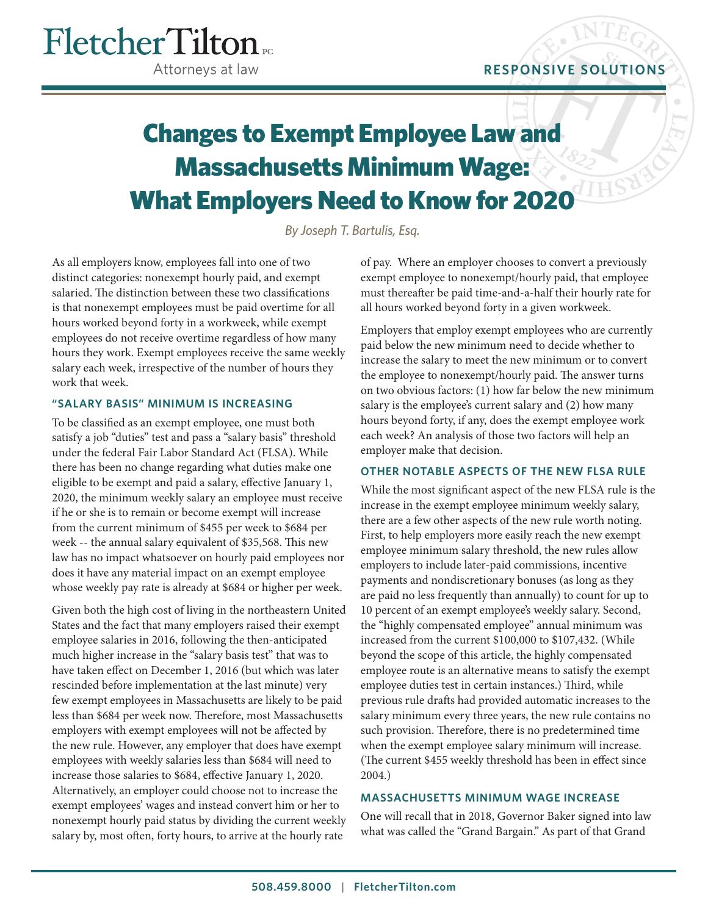# Changes to Exempt Employee Law and Massachusetts Minimum Wage: What Employers Need to Know for 2020

*By Joseph T. Bartulis, Esq.*

As all employers know, employees fall into one of two distinct categories: nonexempt hourly paid, and exempt salaried. The distinction between these two classifications is that nonexempt employees must be paid overtime for all hours worked beyond forty in a workweek, while exempt employees do not receive overtime regardless of how many hours they work. Exempt employees receive the same weekly salary each week, irrespective of the number of hours they work that week.

### "SALARY BASIS" MINIMUM IS INCREASING

To be classified as an exempt employee, one must both satisfy a job "duties" test and pass a "salary basis" threshold under the federal Fair Labor Standard Act (FLSA). While there has been no change regarding what duties make one eligible to be exempt and paid a salary, effective January 1, 2020, the minimum weekly salary an employee must receive if he or she is to remain or become exempt will increase from the current minimum of $455 per week to $684 per week -- the annual salary equivalent of $35,568. This new law has no impact whatsoever on hourly paid employees nor does it have any material impact on an exempt employee whose weekly pay rate is already at $684 or higher per week.

Given both the high cost of living in the northeastern United States and the fact that many employers raised their exempt employee salaries in 2016, following the then-anticipated much higher increase in the "salary basis test" that was to have taken effect on December 1, 2016 (but which was later rescinded before implementation at the last minute) very few exempt employees in Massachusetts are likely to be paid less than $684 per week now. Therefore, most Massachusetts employers with exempt employees will not be affected by the new rule. However, any employer that does have exempt employees with weekly salaries less than $684 will need to increase those salaries to $684, effective January 1, 2020. Alternatively, an employer could choose not to increase the exempt employees' wages and instead convert him or her to nonexempt hourly paid status by dividing the current weekly salary by, most often, forty hours, to arrive at the hourly rate of pay. Where an employer chooses to convert a previously exempt employee to nonexempt/hourly paid, that employee must thereafter be paid time-and-a-half their hourly rate for all hours worked beyond forty in a given workweek.

Employers that employ exempt employees who are currently paid below the new minimum need to decide whether to increase the salary to meet the new minimum or to convert the employee to nonexempt/hourly paid. The answer turns on two obvious factors: (1) how far below the new minimum salary is the employee's current salary and (2) how many hours beyond forty, if any, does the exempt employee work each week? An analysis of those two factors will help an employer make that decision.

### OTHER NOTABLE ASPECTS OF THE NEW FLSA RULE

While the most significant aspect of the new FLSA rule is the increase in the exempt employee minimum weekly salary, there are a few other aspects of the new rule worth noting. First, to help employers more easily reach the new exempt employee minimum salary threshold, the new rules allow employers to include later-paid commissions, incentive payments and nondiscretionary bonuses (as long as they are paid no less frequently than annually) to count for up to 10 percent of an exempt employee's weekly salary. Second, the "highly compensated employee" annual minimum was increased from the current $100,000 to $107,432. (While beyond the scope of this article, the highly compensated employee route is an alternative means to satisfy the exempt employee duties test in certain instances.) Third, while previous rule drafts had provided automatic increases to the salary minimum every three years, the new rule contains no such provision. Therefore, there is no predetermined time when the exempt employee salary minimum will increase. (The current $455 weekly threshold has been in effect since 2004.)

### MASSACHUSETTS MINIMUM WAGE INCREASE

One will recall that in 2018, Governor Baker signed into law what was called the "Grand Bargain." As part of that Grand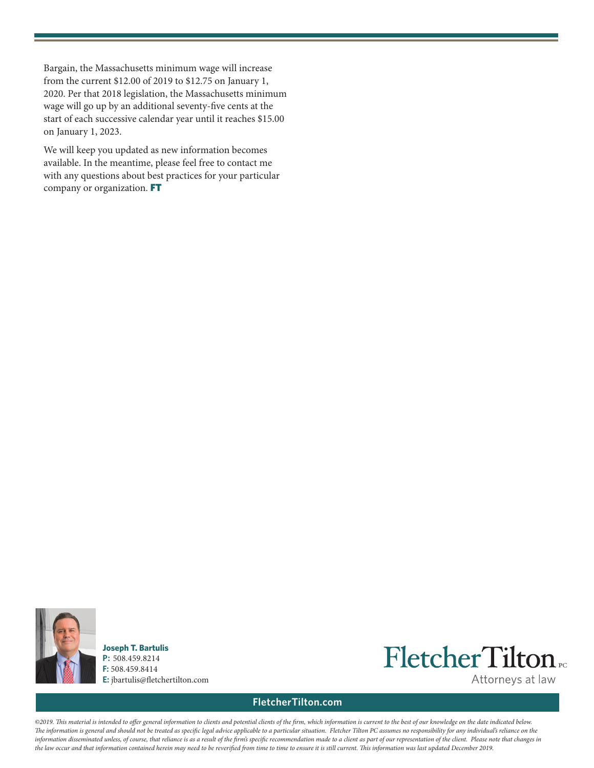Bargain, the Massachusetts minimum wage will increase from the current $12.00 of 2019 to $12.75 on January 1, 2020. Per that 2018 legislation, the Massachusetts minimum wage will go up by an additional seventy-five cents at the start of each successive calendar year until it reaches $15.00 on January 1, 2023.

We will keep you updated as new information becomes available. In the meantime, please feel free to contact me with any questions about best practices for your particular company or organization. **FT**

**Joseph T. Bartulis**
**P:** 508.459.8214
**F:** 508.459.8414
**E:** jbartulis@fletchertilton.com

Fletcher Tilton PC
Attorneys at law

**FletcherTilton.com**

*©2019. This material is intended to offer general information to clients and potential clients of the firm, which information is current to the best of our knowledge on the date indicated below. The information is general and should not be treated as specific legal advice applicable to a particular situation. Fletcher Tilton PC assumes no responsibility for any individual's reliance on the information disseminated unless, of course, that reliance is as a result of the firm's specific recommendation made to a client as part of our representation of the client. Please note that changes in the law occur and that information contained herein may need to be reverified from time to time to ensure it is still current. This information was last updated December 2019.*